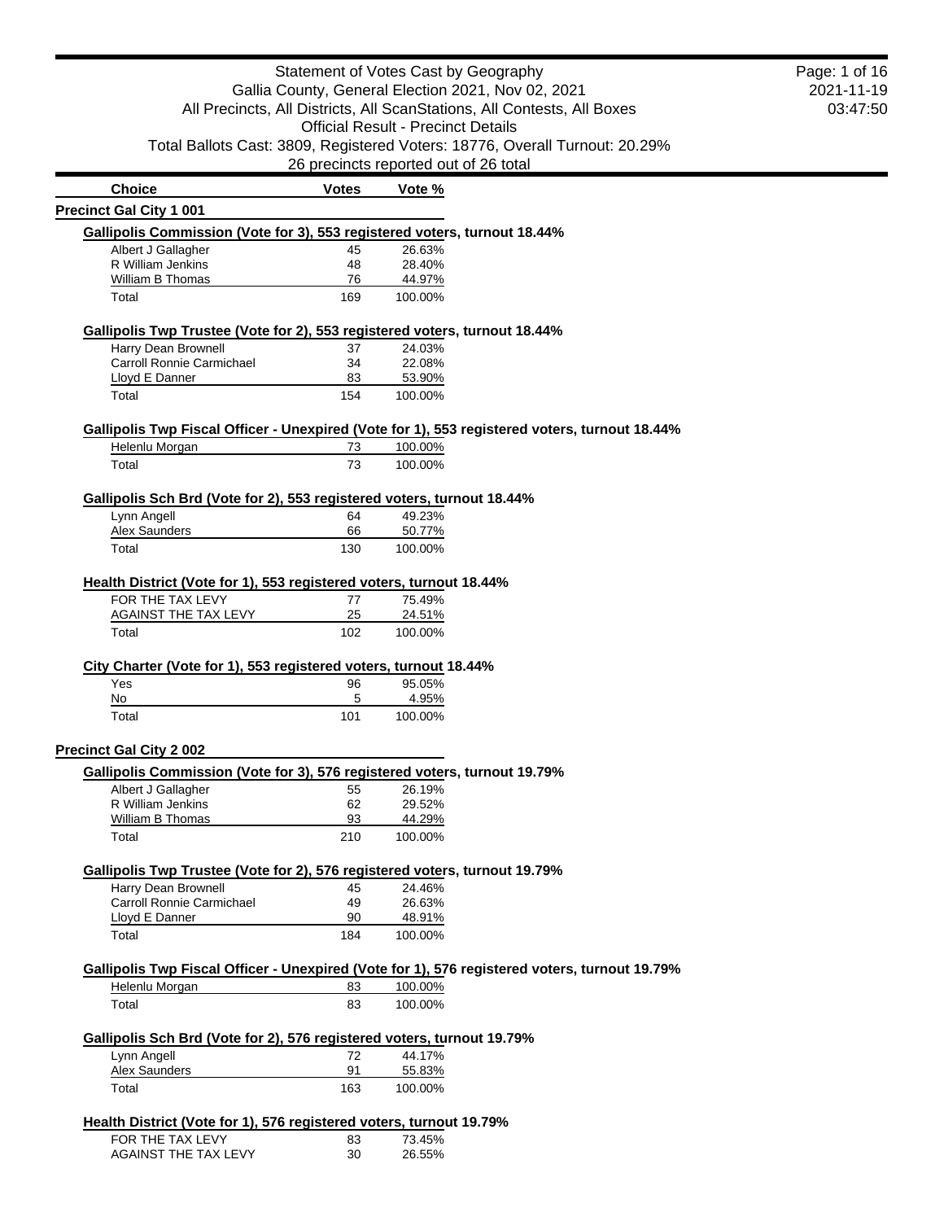# Statement of Votes Cast by Geography

Gallia County, General Election 2021, Nov 02, 2021

All Precincts, All Districts, All ScanStations, All Contests, All Boxes

Official Result - Precinct Details

Total Ballots Cast: 3809, Registered Voters: 18776, Overall Turnout: 20.29%

26 precincts reported out of 26 total

2021-11-19
03:47:50

## Precinct Gal City 1 001

### Gallipolis Commission (Vote for 3), 553 registered voters, turnout 18.44%

| Choice | Votes | Vote % |
|---|---|---|
| Albert J Gallagher | 45 | 26.63% |
| R William Jenkins | 48 | 28.40% |
| William B Thomas | 76 | 44.97% |
| Total | 169 | 100.00% |

### Gallipolis Twp Trustee (Vote for 2), 553 registered voters, turnout 18.44%

| Choice | Votes | Vote % |
|---|---|---|
| Harry Dean Brownell | 37 | 24.03% |
| Carroll Ronnie Carmichael | 34 | 22.08% |
| Lloyd E Danner | 83 | 53.90% |
| Total | 154 | 100.00% |

### Gallipolis Twp Fiscal Officer - Unexpired (Vote for 1), 553 registered voters, turnout 18.44%

| Choice | Votes | Vote % |
|---|---|---|
| Helenlu Morgan | 73 | 100.00% |
| Total | 73 | 100.00% |

### Gallipolis Sch Brd (Vote for 2), 553 registered voters, turnout 18.44%

| Choice | Votes | Vote % |
|---|---|---|
| Lynn Angell | 64 | 49.23% |
| Alex Saunders | 66 | 50.77% |
| Total | 130 | 100.00% |

### Health District (Vote for 1), 553 registered voters, turnout 18.44%

| Choice | Votes | Vote % |
|---|---|---|
| FOR THE TAX LEVY | 77 | 75.49% |
| AGAINST THE TAX LEVY | 25 | 24.51% |
| Total | 102 | 100.00% |

### City Charter (Vote for 1), 553 registered voters, turnout 18.44%

| Choice | Votes | Vote % |
|---|---|---|
| Yes | 96 | 95.05% |
| No | 5 | 4.95% |
| Total | 101 | 100.00% |

## Precinct Gal City 2 002

### Gallipolis Commission (Vote for 3), 576 registered voters, turnout 19.79%

| Choice | Votes | Vote % |
|---|---|---|
| Albert J Gallagher | 55 | 26.19% |
| R William Jenkins | 62 | 29.52% |
| William B Thomas | 93 | 44.29% |
| Total | 210 | 100.00% |

### Gallipolis Twp Trustee (Vote for 2), 576 registered voters, turnout 19.79%

| Choice | Votes | Vote % |
|---|---|---|
| Harry Dean Brownell | 45 | 24.46% |
| Carroll Ronnie Carmichael | 49 | 26.63% |
| Lloyd E Danner | 90 | 48.91% |
| Total | 184 | 100.00% |

### Gallipolis Twp Fiscal Officer - Unexpired (Vote for 1), 576 registered voters, turnout 19.79%

| Choice | Votes | Vote % |
|---|---|---|
| Helenlu Morgan | 83 | 100.00% |
| Total | 83 | 100.00% |

### Gallipolis Sch Brd (Vote for 2), 576 registered voters, turnout 19.79%

| Choice | Votes | Vote % |
|---|---|---|
| Lynn Angell | 72 | 44.17% |
| Alex Saunders | 91 | 55.83% |
| Total | 163 | 100.00% |

### Health District (Vote for 1), 576 registered voters, turnout 19.79%

| Choice | Votes | Vote % |
|---|---|---|
| FOR THE TAX LEVY | 83 | 73.45% |
| AGAINST THE TAX LEVY | 30 | 26.55% |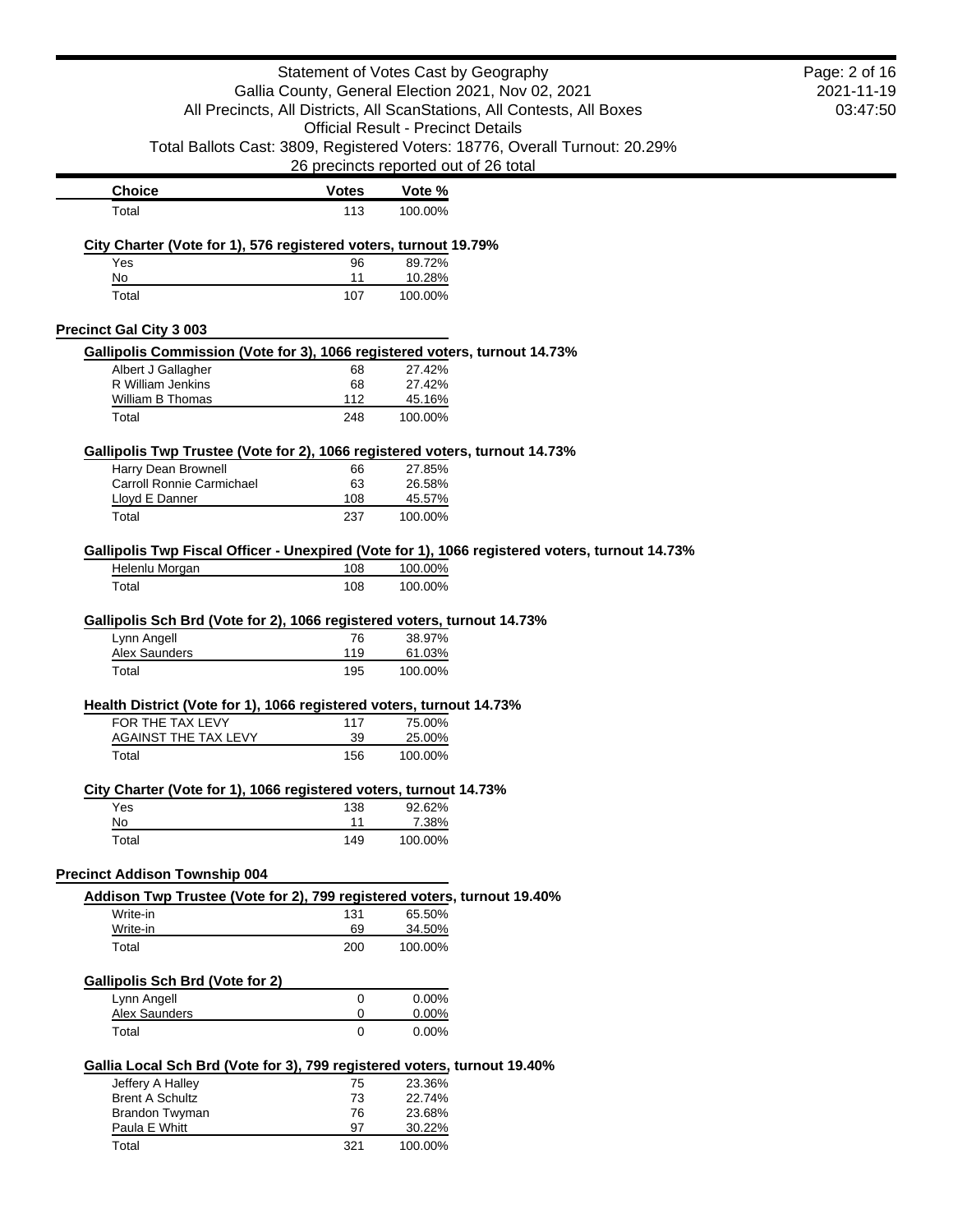| Choice | Votes | Vote % |
|---|---|---|
| Total | 113 | 100.00% |

**City Charter (Vote for 1), 576 registered voters, turnout 19.79%**

| Choice | Votes | Vote % |
|---|---|---|
| Yes | 96 | 89.72% |
| No | 11 | 10.28% |
| Total | 107 | 100.00% |

## Precinct Gal City 3 003

**Gallipolis Commission (Vote for 3), 1066 registered voters, turnout 14.73%**

| Choice | Votes | Vote % |
|---|---|---|
| Albert J Gallagher | 68 | 27.42% |
| R William Jenkins | 68 | 27.42% |
| William B Thomas | 112 | 45.16% |
| Total | 248 | 100.00% |

**Gallipolis Twp Trustee (Vote for 2), 1066 registered voters, turnout 14.73%**

| Choice | Votes | Vote % |
|---|---|---|
| Harry Dean Brownell | 66 | 27.85% |
| Carroll Ronnie Carmichael | 63 | 26.58% |
| Lloyd E Danner | 108 | 45.57% |
| Total | 237 | 100.00% |

**Gallipolis Twp Fiscal Officer - Unexpired (Vote for 1), 1066 registered voters, turnout 14.73%**

| Choice | Votes | Vote % |
|---|---|---|
| Helenlu Morgan | 108 | 100.00% |
| Total | 108 | 100.00% |

**Gallipolis Sch Brd (Vote for 2), 1066 registered voters, turnout 14.73%**

| Choice | Votes | Vote % |
|---|---|---|
| Lynn Angell | 76 | 38.97% |
| Alex Saunders | 119 | 61.03% |
| Total | 195 | 100.00% |

**Health District (Vote for 1), 1066 registered voters, turnout 14.73%**

| Choice | Votes | Vote % |
|---|---|---|
| FOR THE TAX LEVY | 117 | 75.00% |
| AGAINST THE TAX LEVY | 39 | 25.00% |
| Total | 156 | 100.00% |

**City Charter (Vote for 1), 1066 registered voters, turnout 14.73%**

| Choice | Votes | Vote % |
|---|---|---|
| Yes | 138 | 92.62% |
| No | 11 | 7.38% |
| Total | 149 | 100.00% |

## Precinct Addison Township 004

**Addison Twp Trustee (Vote for 2), 799 registered voters, turnout 19.40%**

| Choice | Votes | Vote % |
|---|---|---|
| Write-in | 131 | 65.50% |
| Write-in | 69 | 34.50% |
| Total | 200 | 100.00% |

**Gallipolis Sch Brd (Vote for 2)**

| Choice | Votes | Vote % |
|---|---|---|
| Lynn Angell | 0 | 0.00% |
| Alex Saunders | 0 | 0.00% |
| Total | 0 | 0.00% |

**Gallia Local Sch Brd (Vote for 3), 799 registered voters, turnout 19.40%**

| Choice | Votes | Vote % |
|---|---|---|
| Jeffery A Halley | 75 | 23.36% |
| Brent A Schultz | 73 | 22.74% |
| Brandon Twyman | 76 | 23.68% |
| Paula E Whitt | 97 | 30.22% |
| Total | 321 | 100.00% |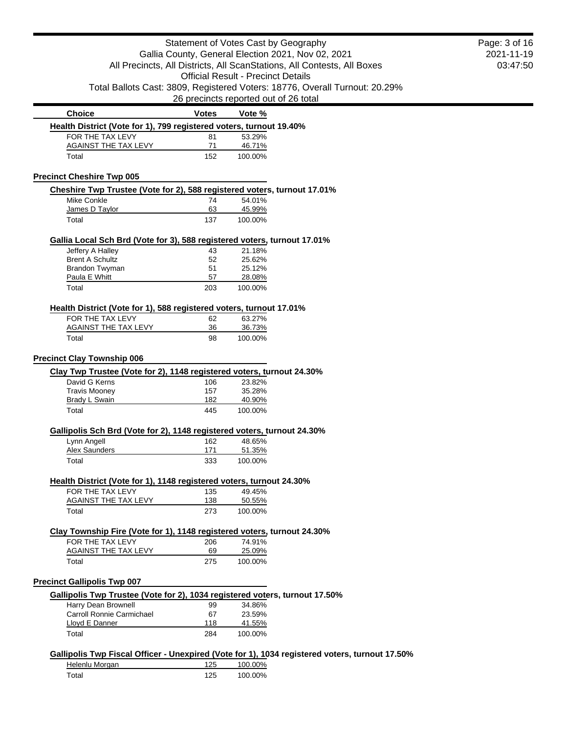Statement of Votes Cast by Geography
Gallia County, General Election 2021, Nov 02, 2021
All Precincts, All Districts, All ScanStations, All Contests, All Boxes
Official Result - Precinct Details
Total Ballots Cast: 3809, Registered Voters: 18776, Overall Turnout: 20.29%
26 precincts reported out of 26 total

2021-11-19
03:47:50

| Choice | Votes | Vote % |
| --- | --- | --- |

**Health District (Vote for 1), 799 registered voters, turnout 19.40%**

| Choice | Votes | Vote % |
| --- | --- | --- |
| FOR THE TAX LEVY | 81 | 53.29% |
| AGAINST THE TAX LEVY | 71 | 46.71% |
| Total | 152 | 100.00% |

## Precinct Cheshire Twp 005

**Cheshire Twp Trustee (Vote for 2), 588 registered voters, turnout 17.01%**

| Choice | Votes | Vote % |
| --- | --- | --- |
| Mike Conkle | 74 | 54.01% |
| James D Taylor | 63 | 45.99% |
| Total | 137 | 100.00% |

**Gallia Local Sch Brd (Vote for 3), 588 registered voters, turnout 17.01%**

| Choice | Votes | Vote % |
| --- | --- | --- |
| Jeffery A Halley | 43 | 21.18% |
| Brent A Schultz | 52 | 25.62% |
| Brandon Twyman | 51 | 25.12% |
| Paula E Whitt | 57 | 28.08% |
| Total | 203 | 100.00% |

**Health District (Vote for 1), 588 registered voters, turnout 17.01%**

| Choice | Votes | Vote % |
| --- | --- | --- |
| FOR THE TAX LEVY | 62 | 63.27% |
| AGAINST THE TAX LEVY | 36 | 36.73% |
| Total | 98 | 100.00% |

## Precinct Clay Township 006

**Clay Twp Trustee (Vote for 2), 1148 registered voters, turnout 24.30%**

| Choice | Votes | Vote % |
| --- | --- | --- |
| David G Kerns | 106 | 23.82% |
| Travis Mooney | 157 | 35.28% |
| Brady L Swain | 182 | 40.90% |
| Total | 445 | 100.00% |

**Gallipolis Sch Brd (Vote for 2), 1148 registered voters, turnout 24.30%**

| Choice | Votes | Vote % |
| --- | --- | --- |
| Lynn Angell | 162 | 48.65% |
| Alex Saunders | 171 | 51.35% |
| Total | 333 | 100.00% |

**Health District (Vote for 1), 1148 registered voters, turnout 24.30%**

| Choice | Votes | Vote % |
| --- | --- | --- |
| FOR THE TAX LEVY | 135 | 49.45% |
| AGAINST THE TAX LEVY | 138 | 50.55% |
| Total | 273 | 100.00% |

**Clay Township Fire (Vote for 1), 1148 registered voters, turnout 24.30%**

| Choice | Votes | Vote % |
| --- | --- | --- |
| FOR THE TAX LEVY | 206 | 74.91% |
| AGAINST THE TAX LEVY | 69 | 25.09% |
| Total | 275 | 100.00% |

## Precinct Gallipolis Twp 007

**Gallipolis Twp Trustee (Vote for 2), 1034 registered voters, turnout 17.50%**

| Choice | Votes | Vote % |
| --- | --- | --- |
| Harry Dean Brownell | 99 | 34.86% |
| Carroll Ronnie Carmichael | 67 | 23.59% |
| Lloyd E Danner | 118 | 41.55% |
| Total | 284 | 100.00% |

**Gallipolis Twp Fiscal Officer - Unexpired (Vote for 1), 1034 registered voters, turnout 17.50%**

| Choice | Votes | Vote % |
| --- | --- | --- |
| Helenlu Morgan | 125 | 100.00% |
| Total | 125 | 100.00% |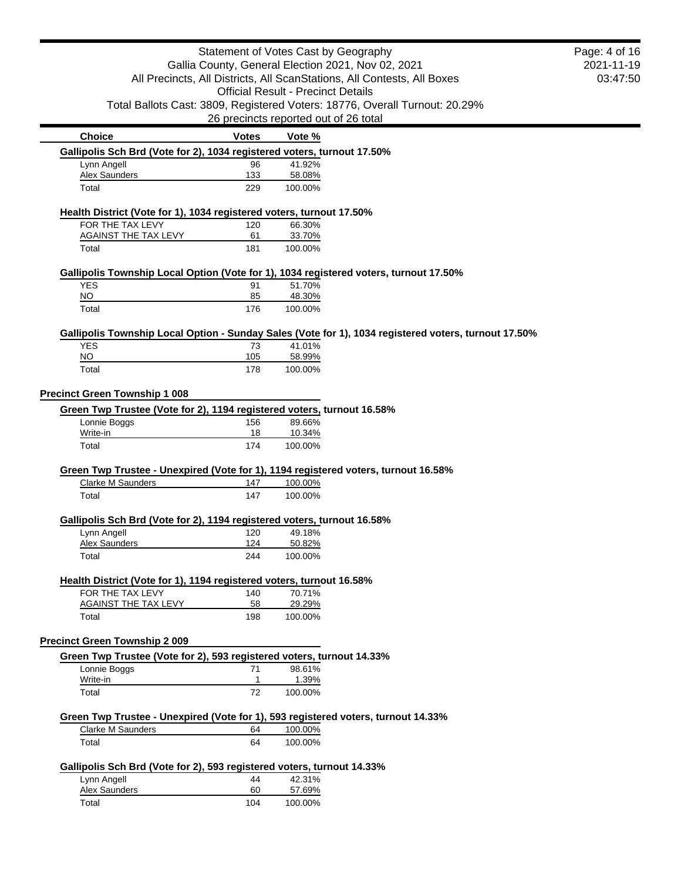| Choice | Votes | Vote % |
|---|---|---|

**Gallipolis Sch Brd (Vote for 2), 1034 registered voters, turnout 17.50%**

| Choice | Votes | Vote % |
|---|---|---|
| Lynn Angell | 96 | 41.92% |
| Alex Saunders | 133 | 58.08% |
| Total | 229 | 100.00% |

**Health District (Vote for 1), 1034 registered voters, turnout 17.50%**

| Choice | Votes | Vote % |
|---|---|---|
| FOR THE TAX LEVY | 120 | 66.30% |
| AGAINST THE TAX LEVY | 61 | 33.70% |
| Total | 181 | 100.00% |

**Gallipolis Township Local Option (Vote for 1), 1034 registered voters, turnout 17.50%**

| Choice | Votes | Vote % |
|---|---|---|
| YES | 91 | 51.70% |
| NO | 85 | 48.30% |
| Total | 176 | 100.00% |

**Gallipolis Township Local Option - Sunday Sales (Vote for 1), 1034 registered voters, turnout 17.50%**

| Choice | Votes | Vote % |
|---|---|---|
| YES | 73 | 41.01% |
| NO | 105 | 58.99% |
| Total | 178 | 100.00% |

## Precinct Green Township 1 008

**Green Twp Trustee (Vote for 2), 1194 registered voters, turnout 16.58%**

| Choice | Votes | Vote % |
|---|---|---|
| Lonnie Boggs | 156 | 89.66% |
| Write-in | 18 | 10.34% |
| Total | 174 | 100.00% |

**Green Twp Trustee - Unexpired (Vote for 1), 1194 registered voters, turnout 16.58%**

| Choice | Votes | Vote % |
|---|---|---|
| Clarke M Saunders | 147 | 100.00% |
| Total | 147 | 100.00% |

**Gallipolis Sch Brd (Vote for 2), 1194 registered voters, turnout 16.58%**

| Choice | Votes | Vote % |
|---|---|---|
| Lynn Angell | 120 | 49.18% |
| Alex Saunders | 124 | 50.82% |
| Total | 244 | 100.00% |

**Health District (Vote for 1), 1194 registered voters, turnout 16.58%**

| Choice | Votes | Vote % |
|---|---|---|
| FOR THE TAX LEVY | 140 | 70.71% |
| AGAINST THE TAX LEVY | 58 | 29.29% |
| Total | 198 | 100.00% |

## Precinct Green Township 2 009

**Green Twp Trustee (Vote for 2), 593 registered voters, turnout 14.33%**

| Choice | Votes | Vote % |
|---|---|---|
| Lonnie Boggs | 71 | 98.61% |
| Write-in | 1 | 1.39% |
| Total | 72 | 100.00% |

**Green Twp Trustee - Unexpired (Vote for 1), 593 registered voters, turnout 14.33%**

| Choice | Votes | Vote % |
|---|---|---|
| Clarke M Saunders | 64 | 100.00% |
| Total | 64 | 100.00% |

**Gallipolis Sch Brd (Vote for 2), 593 registered voters, turnout 14.33%**

| Choice | Votes | Vote % |
|---|---|---|
| Lynn Angell | 44 | 42.31% |
| Alex Saunders | 60 | 57.69% |
| Total | 104 | 100.00% |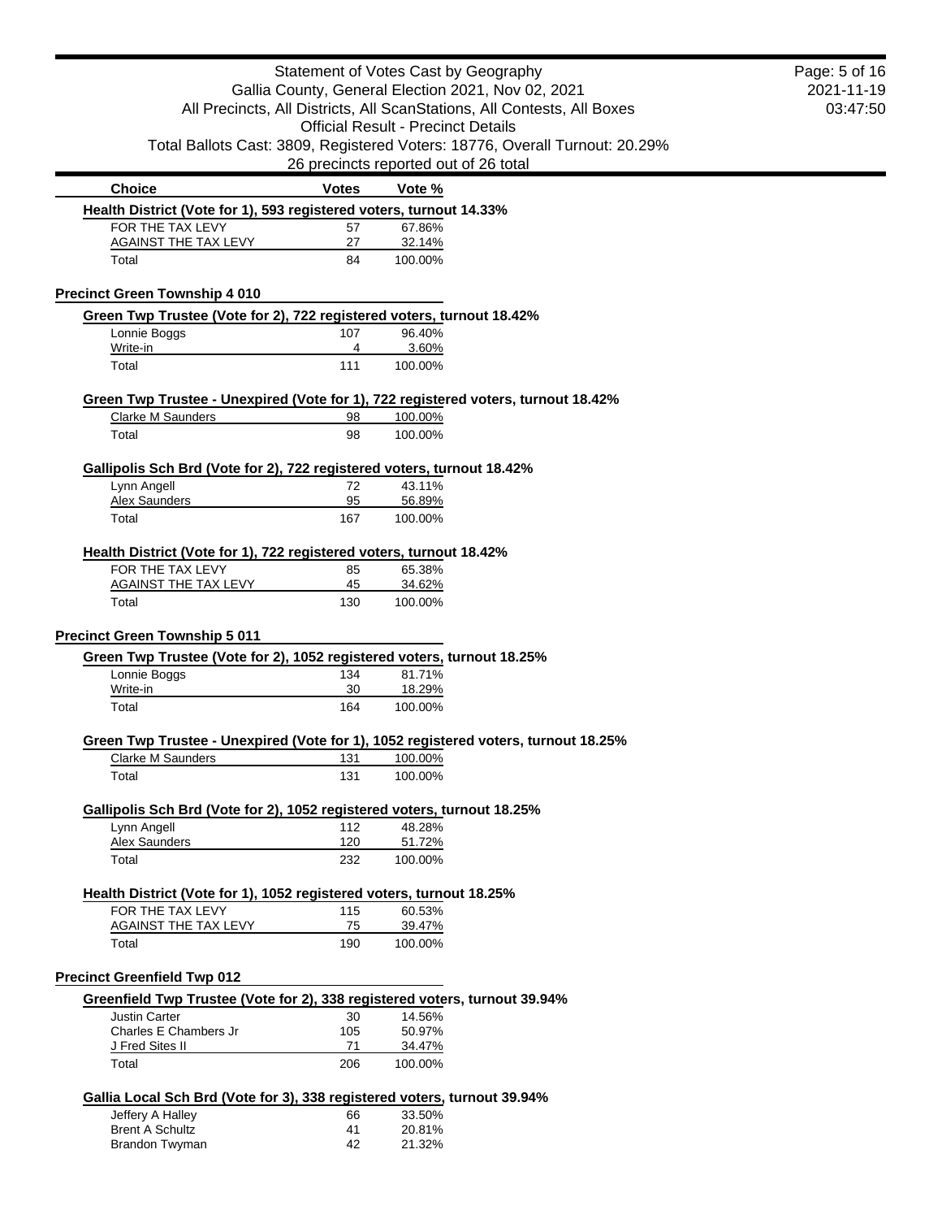| Choice | Votes | Vote % |
|---|---|---|

**Health District (Vote for 1), 593 registered voters, turnout 14.33%**

| Choice | Votes | Vote % |
|---|---|---|
| FOR THE TAX LEVY | 57 | 67.86% |
| AGAINST THE TAX LEVY | 27 | 32.14% |
| Total | 84 | 100.00% |

## Precinct Green Township 4 010

**Green Twp Trustee (Vote for 2), 722 registered voters, turnout 18.42%**

| Choice | Votes | Vote % |
|---|---|---|
| Lonnie Boggs | 107 | 96.40% |
| Write-in | 4 | 3.60% |
| Total | 111 | 100.00% |

**Green Twp Trustee - Unexpired (Vote for 1), 722 registered voters, turnout 18.42%**

| Choice | Votes | Vote % |
|---|---|---|
| Clarke M Saunders | 98 | 100.00% |
| Total | 98 | 100.00% |

**Gallipolis Sch Brd (Vote for 2), 722 registered voters, turnout 18.42%**

| Choice | Votes | Vote % |
|---|---|---|
| Lynn Angell | 72 | 43.11% |
| Alex Saunders | 95 | 56.89% |
| Total | 167 | 100.00% |

**Health District (Vote for 1), 722 registered voters, turnout 18.42%**

| Choice | Votes | Vote % |
|---|---|---|
| FOR THE TAX LEVY | 85 | 65.38% |
| AGAINST THE TAX LEVY | 45 | 34.62% |
| Total | 130 | 100.00% |

## Precinct Green Township 5 011

**Green Twp Trustee (Vote for 2), 1052 registered voters, turnout 18.25%**

| Choice | Votes | Vote % |
|---|---|---|
| Lonnie Boggs | 134 | 81.71% |
| Write-in | 30 | 18.29% |
| Total | 164 | 100.00% |

**Green Twp Trustee - Unexpired (Vote for 1), 1052 registered voters, turnout 18.25%**

| Choice | Votes | Vote % |
|---|---|---|
| Clarke M Saunders | 131 | 100.00% |
| Total | 131 | 100.00% |

**Gallipolis Sch Brd (Vote for 2), 1052 registered voters, turnout 18.25%**

| Choice | Votes | Vote % |
|---|---|---|
| Lynn Angell | 112 | 48.28% |
| Alex Saunders | 120 | 51.72% |
| Total | 232 | 100.00% |

**Health District (Vote for 1), 1052 registered voters, turnout 18.25%**

| Choice | Votes | Vote % |
|---|---|---|
| FOR THE TAX LEVY | 115 | 60.53% |
| AGAINST THE TAX LEVY | 75 | 39.47% |
| Total | 190 | 100.00% |

## Precinct Greenfield Twp 012

**Greenfield Twp Trustee (Vote for 2), 338 registered voters, turnout 39.94%**

| Choice | Votes | Vote % |
|---|---|---|
| Justin Carter | 30 | 14.56% |
| Charles E Chambers Jr | 105 | 50.97% |
| J Fred Sites II | 71 | 34.47% |
| Total | 206 | 100.00% |

**Gallia Local Sch Brd (Vote for 3), 338 registered voters, turnout 39.94%**

| Choice | Votes | Vote % |
|---|---|---|
| Jeffery A Halley | 66 | 33.50% |
| Brent A Schultz | 41 | 20.81% |
| Brandon Twyman | 42 | 21.32% |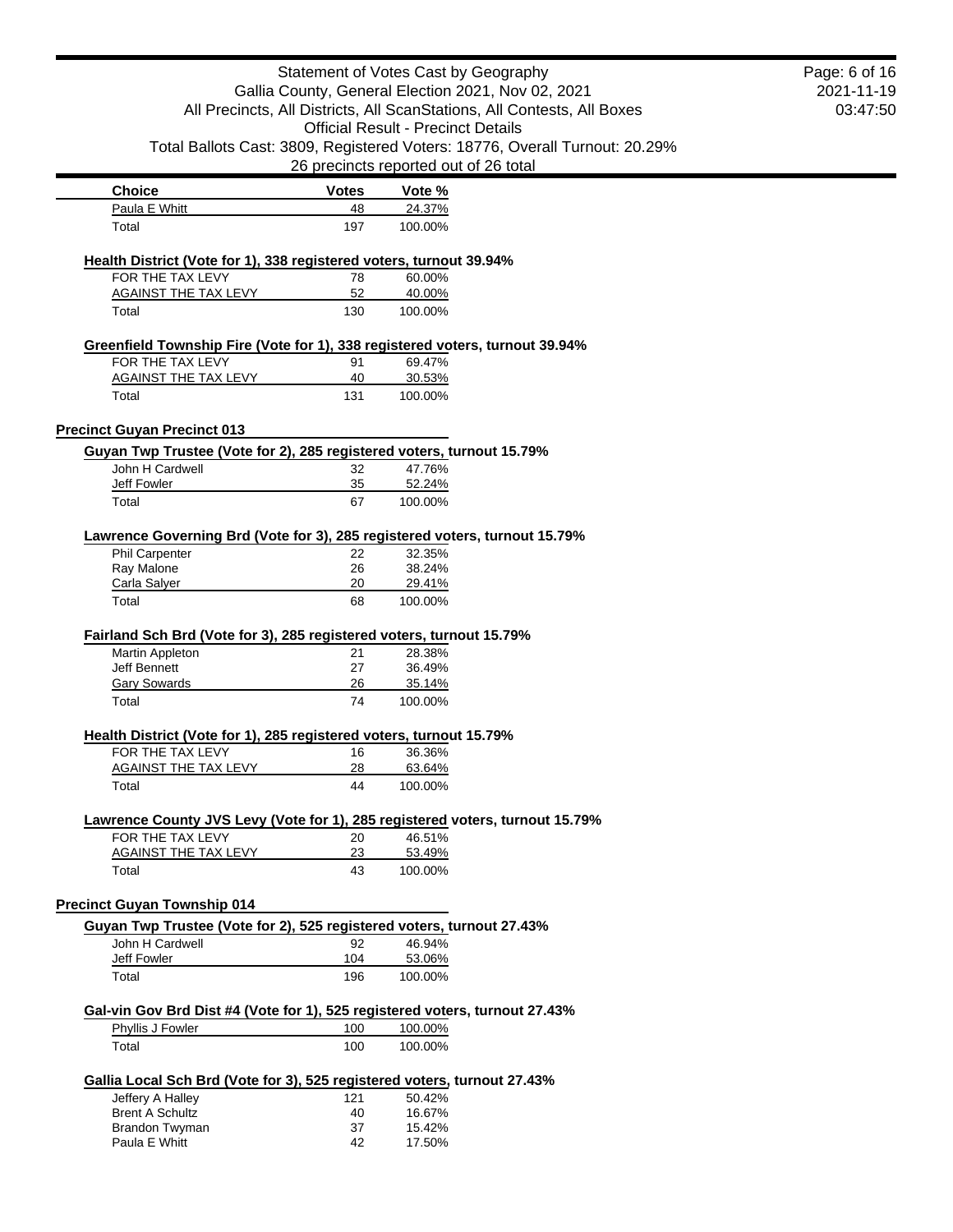| Choice | Votes | Vote % |
|---|---|---|
| Paula E Whitt | 48 | 24.37% |
| Total | 197 | 100.00% |

**Health District (Vote for 1), 338 registered voters, turnout 39.94%**

| Choice | Votes | Vote % |
|---|---|---|
| FOR THE TAX LEVY | 78 | 60.00% |
| AGAINST THE TAX LEVY | 52 | 40.00% |
| Total | 130 | 100.00% |

**Greenfield Township Fire (Vote for 1), 338 registered voters, turnout 39.94%**

| Choice | Votes | Vote % |
|---|---|---|
| FOR THE TAX LEVY | 91 | 69.47% |
| AGAINST THE TAX LEVY | 40 | 30.53% |
| Total | 131 | 100.00% |

## Precinct Guyan Precinct 013

**Guyan Twp Trustee (Vote for 2), 285 registered voters, turnout 15.79%**

| Choice | Votes | Vote % |
|---|---|---|
| John H Cardwell | 32 | 47.76% |
| Jeff Fowler | 35 | 52.24% |
| Total | 67 | 100.00% |

**Lawrence Governing Brd (Vote for 3), 285 registered voters, turnout 15.79%**

| Choice | Votes | Vote % |
|---|---|---|
| Phil Carpenter | 22 | 32.35% |
| Ray Malone | 26 | 38.24% |
| Carla Salyer | 20 | 29.41% |
| Total | 68 | 100.00% |

**Fairland Sch Brd (Vote for 3), 285 registered voters, turnout 15.79%**

| Choice | Votes | Vote % |
|---|---|---|
| Martin Appleton | 21 | 28.38% |
| Jeff Bennett | 27 | 36.49% |
| Gary Sowards | 26 | 35.14% |
| Total | 74 | 100.00% |

**Health District (Vote for 1), 285 registered voters, turnout 15.79%**

| Choice | Votes | Vote % |
|---|---|---|
| FOR THE TAX LEVY | 16 | 36.36% |
| AGAINST THE TAX LEVY | 28 | 63.64% |
| Total | 44 | 100.00% |

**Lawrence County JVS Levy (Vote for 1), 285 registered voters, turnout 15.79%**

| Choice | Votes | Vote % |
|---|---|---|
| FOR THE TAX LEVY | 20 | 46.51% |
| AGAINST THE TAX LEVY | 23 | 53.49% |
| Total | 43 | 100.00% |

## Precinct Guyan Township 014

**Guyan Twp Trustee (Vote for 2), 525 registered voters, turnout 27.43%**

| Choice | Votes | Vote % |
|---|---|---|
| John H Cardwell | 92 | 46.94% |
| Jeff Fowler | 104 | 53.06% |
| Total | 196 | 100.00% |

**Gal-vin Gov Brd Dist #4 (Vote for 1), 525 registered voters, turnout 27.43%**

| Choice | Votes | Vote % |
|---|---|---|
| Phyllis J Fowler | 100 | 100.00% |
| Total | 100 | 100.00% |

**Gallia Local Sch Brd (Vote for 3), 525 registered voters, turnout 27.43%**

| Choice | Votes | Vote % |
|---|---|---|
| Jeffery A Halley | 121 | 50.42% |
| Brent A Schultz | 40 | 16.67% |
| Brandon Twyman | 37 | 15.42% |
| Paula E Whitt | 42 | 17.50% |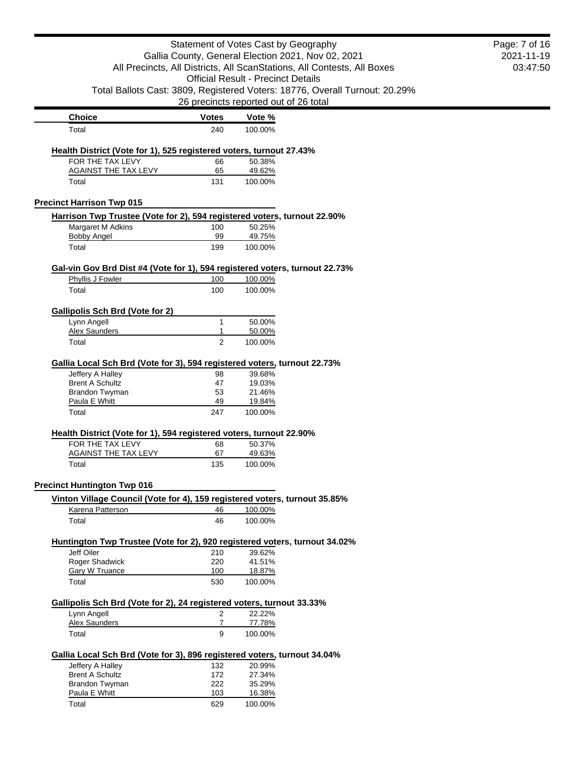| Choice | Votes | Vote % |
|---|---|---|
| Total | 240 | 100.00% |

**Health District (Vote for 1), 525 registered voters, turnout 27.43%**

| Choice | Votes | Vote % |
|---|---|---|
| FOR THE TAX LEVY | 66 | 50.38% |
| AGAINST THE TAX LEVY | 65 | 49.62% |
| Total | 131 | 100.00% |

## Precinct Harrison Twp 015

**Harrison Twp Trustee (Vote for 2), 594 registered voters, turnout 22.90%**

| Choice | Votes | Vote % |
|---|---|---|
| Margaret M Adkins | 100 | 50.25% |
| Bobby Angel | 99 | 49.75% |
| Total | 199 | 100.00% |

**Gal-vin Gov Brd Dist #4 (Vote for 1), 594 registered voters, turnout 22.73%**

| Choice | Votes | Vote % |
|---|---|---|
| Phyllis J Fowler | 100 | 100.00% |
| Total | 100 | 100.00% |

**Gallipolis Sch Brd (Vote for 2)**

| Choice | Votes | Vote % |
|---|---|---|
| Lynn Angell | 1 | 50.00% |
| Alex Saunders | 1 | 50.00% |
| Total | 2 | 100.00% |

**Gallia Local Sch Brd (Vote for 3), 594 registered voters, turnout 22.73%**

| Choice | Votes | Vote % |
|---|---|---|
| Jeffery A Halley | 98 | 39.68% |
| Brent A Schultz | 47 | 19.03% |
| Brandon Twyman | 53 | 21.46% |
| Paula E Whitt | 49 | 19.84% |
| Total | 247 | 100.00% |

**Health District (Vote for 1), 594 registered voters, turnout 22.90%**

| Choice | Votes | Vote % |
|---|---|---|
| FOR THE TAX LEVY | 68 | 50.37% |
| AGAINST THE TAX LEVY | 67 | 49.63% |
| Total | 135 | 100.00% |

## Precinct Huntington Twp 016

**Vinton Village Council (Vote for 4), 159 registered voters, turnout 35.85%**

| Choice | Votes | Vote % |
|---|---|---|
| Karena Patterson | 46 | 100.00% |
| Total | 46 | 100.00% |

**Huntington Twp Trustee (Vote for 2), 920 registered voters, turnout 34.02%**

| Choice | Votes | Vote % |
|---|---|---|
| Jeff Oiler | 210 | 39.62% |
| Roger Shadwick | 220 | 41.51% |
| Gary W Truance | 100 | 18.87% |
| Total | 530 | 100.00% |

**Gallipolis Sch Brd (Vote for 2), 24 registered voters, turnout 33.33%**

| Choice | Votes | Vote % |
|---|---|---|
| Lynn Angell | 2 | 22.22% |
| Alex Saunders | 7 | 77.78% |
| Total | 9 | 100.00% |

**Gallia Local Sch Brd (Vote for 3), 896 registered voters, turnout 34.04%**

| Choice | Votes | Vote % |
|---|---|---|
| Jeffery A Halley | 132 | 20.99% |
| Brent A Schultz | 172 | 27.34% |
| Brandon Twyman | 222 | 35.29% |
| Paula E Whitt | 103 | 16.38% |
| Total | 629 | 100.00% |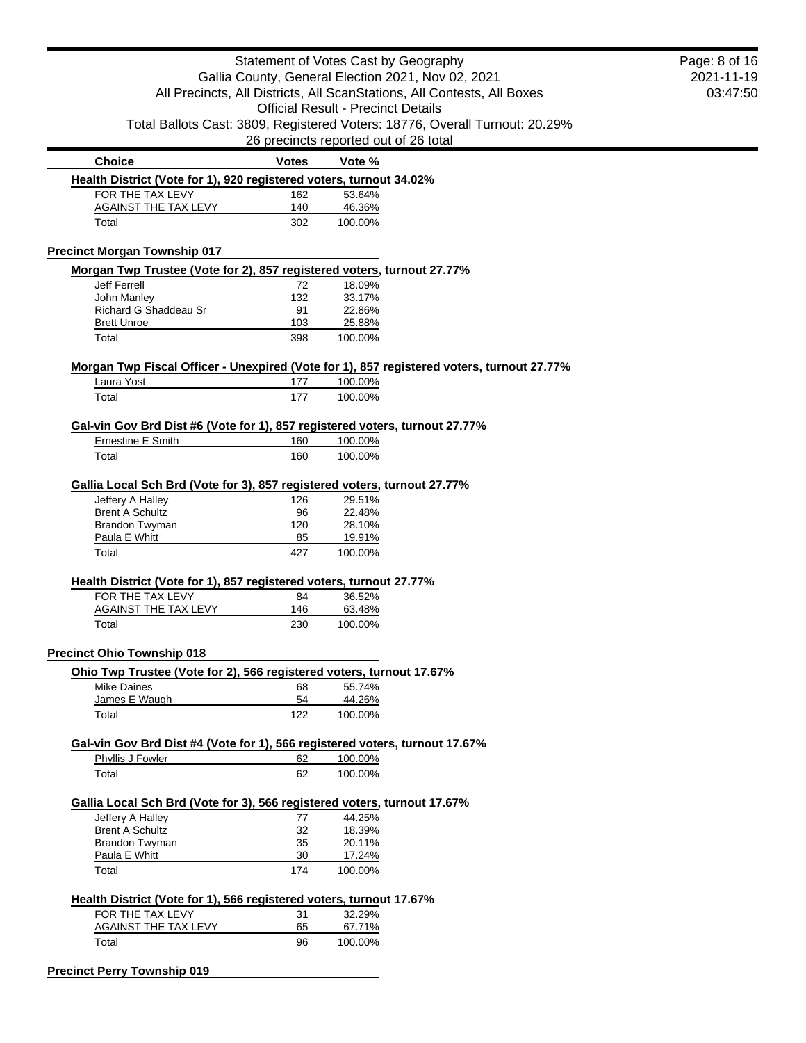| Choice | Votes | Vote % |
|---|---|---|
| **Health District (Vote for 1), 920 registered voters, turnout 34.02%** | | |
| FOR THE TAX LEVY | 162 | 53.64% |
| AGAINST THE TAX LEVY | 140 | 46.36% |
| Total | 302 | 100.00% |

## Precinct Morgan Township 017

**Morgan Twp Trustee (Vote for 2), 857 registered voters, turnout 27.77%**

| Choice | Votes | Vote % |
|---|---|---|
| Jeff Ferrell | 72 | 18.09% |
| John Manley | 132 | 33.17% |
| Richard G Shaddeau Sr | 91 | 22.86% |
| Brett Unroe | 103 | 25.88% |
| Total | 398 | 100.00% |

**Morgan Twp Fiscal Officer - Unexpired (Vote for 1), 857 registered voters, turnout 27.77%**

| Choice | Votes | Vote % |
|---|---|---|
| Laura Yost | 177 | 100.00% |
| Total | 177 | 100.00% |

**Gal-vin Gov Brd Dist #6 (Vote for 1), 857 registered voters, turnout 27.77%**

| Choice | Votes | Vote % |
|---|---|---|
| Ernestine E Smith | 160 | 100.00% |
| Total | 160 | 100.00% |

**Gallia Local Sch Brd (Vote for 3), 857 registered voters, turnout 27.77%**

| Choice | Votes | Vote % |
|---|---|---|
| Jeffery A Halley | 126 | 29.51% |
| Brent A Schultz | 96 | 22.48% |
| Brandon Twyman | 120 | 28.10% |
| Paula E Whitt | 85 | 19.91% |
| Total | 427 | 100.00% |

**Health District (Vote for 1), 857 registered voters, turnout 27.77%**

| Choice | Votes | Vote % |
|---|---|---|
| FOR THE TAX LEVY | 84 | 36.52% |
| AGAINST THE TAX LEVY | 146 | 63.48% |
| Total | 230 | 100.00% |

## Precinct Ohio Township 018

**Ohio Twp Trustee (Vote for 2), 566 registered voters, turnout 17.67%**

| Choice | Votes | Vote % |
|---|---|---|
| Mike Daines | 68 | 55.74% |
| James E Waugh | 54 | 44.26% |
| Total | 122 | 100.00% |

**Gal-vin Gov Brd Dist #4 (Vote for 1), 566 registered voters, turnout 17.67%**

| Choice | Votes | Vote % |
|---|---|---|
| Phyllis J Fowler | 62 | 100.00% |
| Total | 62 | 100.00% |

**Gallia Local Sch Brd (Vote for 3), 566 registered voters, turnout 17.67%**

| Choice | Votes | Vote % |
|---|---|---|
| Jeffery A Halley | 77 | 44.25% |
| Brent A Schultz | 32 | 18.39% |
| Brandon Twyman | 35 | 20.11% |
| Paula E Whitt | 30 | 17.24% |
| Total | 174 | 100.00% |

**Health District (Vote for 1), 566 registered voters, turnout 17.67%**

| Choice | Votes | Vote % |
|---|---|---|
| FOR THE TAX LEVY | 31 | 32.29% |
| AGAINST THE TAX LEVY | 65 | 67.71% |
| Total | 96 | 100.00% |

## Precinct Perry Township 019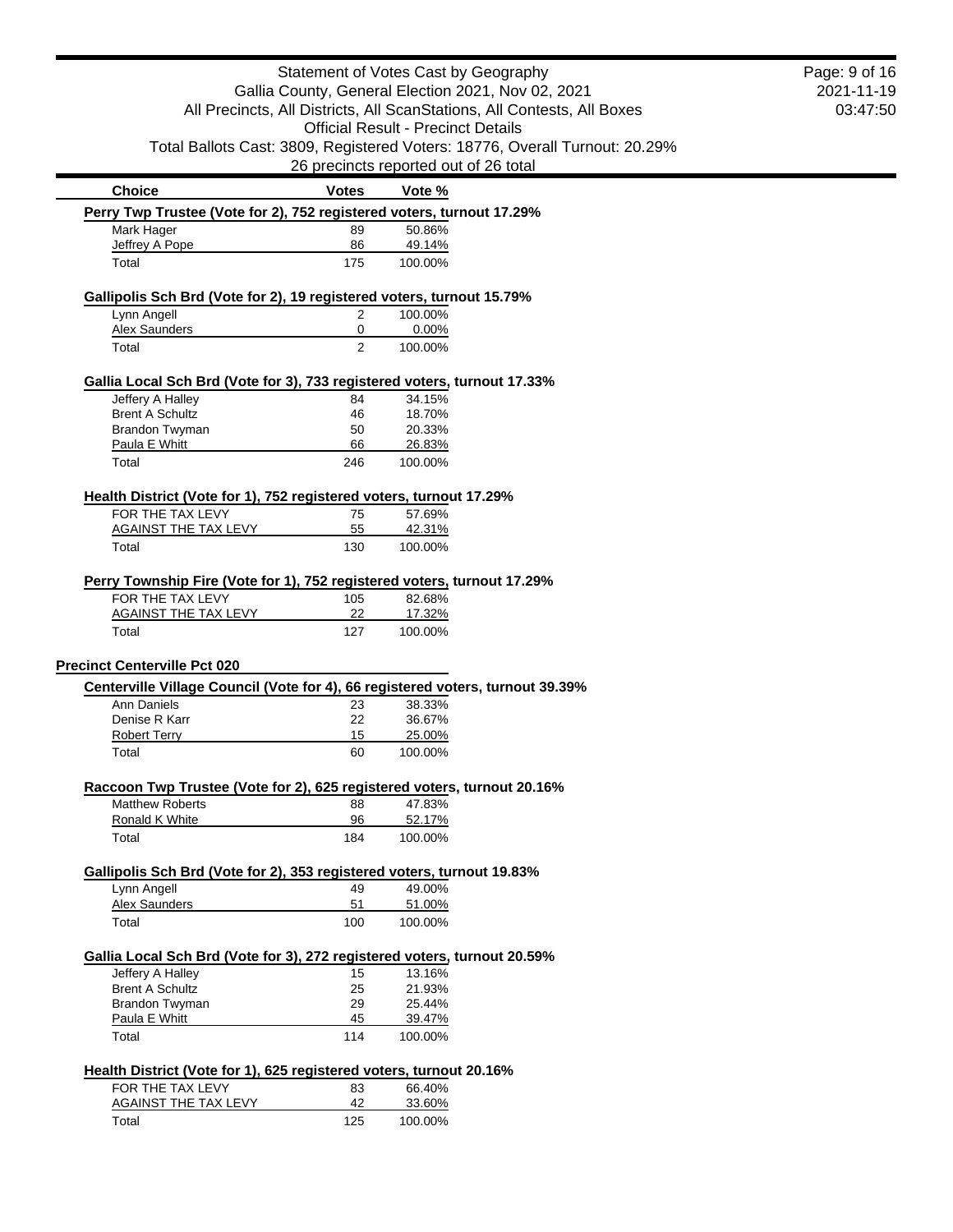| Choice | Votes | Vote % |
|---|---|---|
| **Perry Twp Trustee (Vote for 2), 752 registered voters, turnout 17.29%** | | |
| Mark Hager | 89 | 50.86% |
| Jeffrey A Pope | 86 | 49.14% |
| Total | 175 | 100.00% |
| **Gallipolis Sch Brd (Vote for 2), 19 registered voters, turnout 15.79%** | | |
| Lynn Angell | 2 | 100.00% |
| Alex Saunders | 0 | 0.00% |
| Total | 2 | 100.00% |
| **Gallia Local Sch Brd (Vote for 3), 733 registered voters, turnout 17.33%** | | |
| Jeffery A Halley | 84 | 34.15% |
| Brent A Schultz | 46 | 18.70% |
| Brandon Twyman | 50 | 20.33% |
| Paula E Whitt | 66 | 26.83% |
| Total | 246 | 100.00% |
| **Health District (Vote for 1), 752 registered voters, turnout 17.29%** | | |
| FOR THE TAX LEVY | 75 | 57.69% |
| AGAINST THE TAX LEVY | 55 | 42.31% |
| Total | 130 | 100.00% |
| **Perry Township Fire (Vote for 1), 752 registered voters, turnout 17.29%** | | |
| FOR THE TAX LEVY | 105 | 82.68% |
| AGAINST THE TAX LEVY | 22 | 17.32% |
| Total | 127 | 100.00% |

## Precinct Centerville Pct 020

| Choice | Votes | Vote % |
|---|---|---|
| **Centerville Village Council (Vote for 4), 66 registered voters, turnout 39.39%** | | |
| Ann Daniels | 23 | 38.33% |
| Denise R Karr | 22 | 36.67% |
| Robert Terry | 15 | 25.00% |
| Total | 60 | 100.00% |
| **Raccoon Twp Trustee (Vote for 2), 625 registered voters, turnout 20.16%** | | |
| Matthew Roberts | 88 | 47.83% |
| Ronald K White | 96 | 52.17% |
| Total | 184 | 100.00% |
| **Gallipolis Sch Brd (Vote for 2), 353 registered voters, turnout 19.83%** | | |
| Lynn Angell | 49 | 49.00% |
| Alex Saunders | 51 | 51.00% |
| Total | 100 | 100.00% |
| **Gallia Local Sch Brd (Vote for 3), 272 registered voters, turnout 20.59%** | | |
| Jeffery A Halley | 15 | 13.16% |
| Brent A Schultz | 25 | 21.93% |
| Brandon Twyman | 29 | 25.44% |
| Paula E Whitt | 45 | 39.47% |
| Total | 114 | 100.00% |
| **Health District (Vote for 1), 625 registered voters, turnout 20.16%** | | |
| FOR THE TAX LEVY | 83 | 66.40% |
| AGAINST THE TAX LEVY | 42 | 33.60% |
| Total | 125 | 100.00% |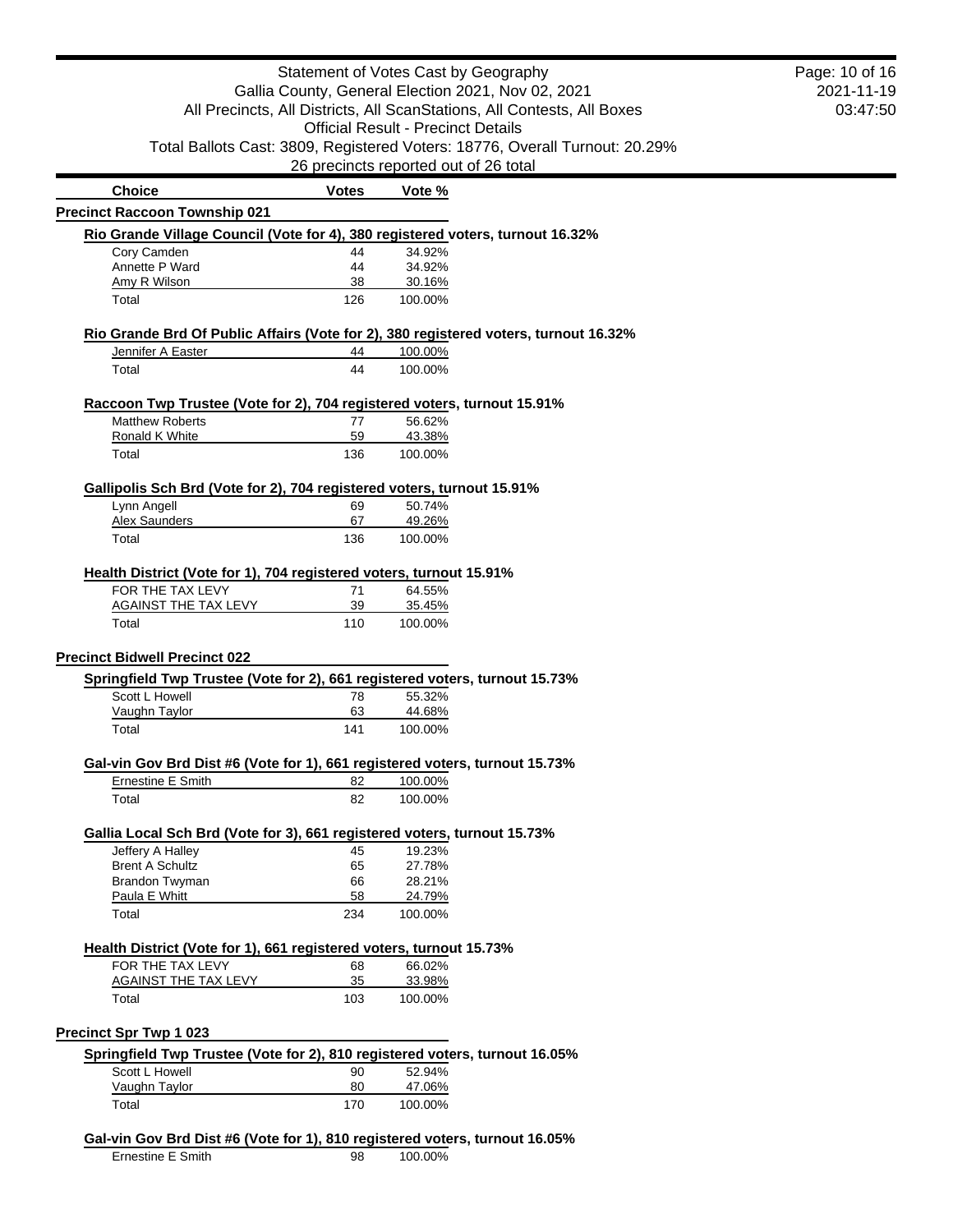Statement of Votes Cast by Geography
Gallia County, General Election 2021, Nov 02, 2021
All Precincts, All Districts, All ScanStations, All Contests, All Boxes
Official Result - Precinct Details
Total Ballots Cast: 3809, Registered Voters: 18776, Overall Turnout: 20.29%
26 precincts reported out of 26 total

2021-11-19
03:47:50

## Precinct Raccoon Township 021

### Rio Grande Village Council (Vote for 4), 380 registered voters, turnout 16.32%

| Choice | Votes | Vote % |
|---|---|---|
| Cory Camden | 44 | 34.92% |
| Annette P Ward | 44 | 34.92% |
| Amy R Wilson | 38 | 30.16% |
| Total | 126 | 100.00% |

### Rio Grande Brd Of Public Affairs (Vote for 2), 380 registered voters, turnout 16.32%

| Choice | Votes | Vote % |
|---|---|---|
| Jennifer A Easter | 44 | 100.00% |
| Total | 44 | 100.00% |

### Raccoon Twp Trustee (Vote for 2), 704 registered voters, turnout 15.91%

| Choice | Votes | Vote % |
|---|---|---|
| Matthew Roberts | 77 | 56.62% |
| Ronald K White | 59 | 43.38% |
| Total | 136 | 100.00% |

### Gallipolis Sch Brd (Vote for 2), 704 registered voters, turnout 15.91%

| Choice | Votes | Vote % |
|---|---|---|
| Lynn Angell | 69 | 50.74% |
| Alex Saunders | 67 | 49.26% |
| Total | 136 | 100.00% |

### Health District (Vote for 1), 704 registered voters, turnout 15.91%

| Choice | Votes | Vote % |
|---|---|---|
| FOR THE TAX LEVY | 71 | 64.55% |
| AGAINST THE TAX LEVY | 39 | 35.45% |
| Total | 110 | 100.00% |

## Precinct Bidwell Precinct 022

### Springfield Twp Trustee (Vote for 2), 661 registered voters, turnout 15.73%

| Choice | Votes | Vote % |
|---|---|---|
| Scott L Howell | 78 | 55.32% |
| Vaughn Taylor | 63 | 44.68% |
| Total | 141 | 100.00% |

### Gal-vin Gov Brd Dist #6 (Vote for 1), 661 registered voters, turnout 15.73%

| Choice | Votes | Vote % |
|---|---|---|
| Ernestine E Smith | 82 | 100.00% |
| Total | 82 | 100.00% |

### Gallia Local Sch Brd (Vote for 3), 661 registered voters, turnout 15.73%

| Choice | Votes | Vote % |
|---|---|---|
| Jeffery A Halley | 45 | 19.23% |
| Brent A Schultz | 65 | 27.78% |
| Brandon Twyman | 66 | 28.21% |
| Paula E Whitt | 58 | 24.79% |
| Total | 234 | 100.00% |

### Health District (Vote for 1), 661 registered voters, turnout 15.73%

| Choice | Votes | Vote % |
|---|---|---|
| FOR THE TAX LEVY | 68 | 66.02% |
| AGAINST THE TAX LEVY | 35 | 33.98% |
| Total | 103 | 100.00% |

## Precinct Spr Twp 1 023

### Springfield Twp Trustee (Vote for 2), 810 registered voters, turnout 16.05%

| Choice | Votes | Vote % |
|---|---|---|
| Scott L Howell | 90 | 52.94% |
| Vaughn Taylor | 80 | 47.06% |
| Total | 170 | 100.00% |

### Gal-vin Gov Brd Dist #6 (Vote for 1), 810 registered voters, turnout 16.05%

| Choice | Votes | Vote % |
|---|---|---|
| Ernestine E Smith | 98 | 100.00% |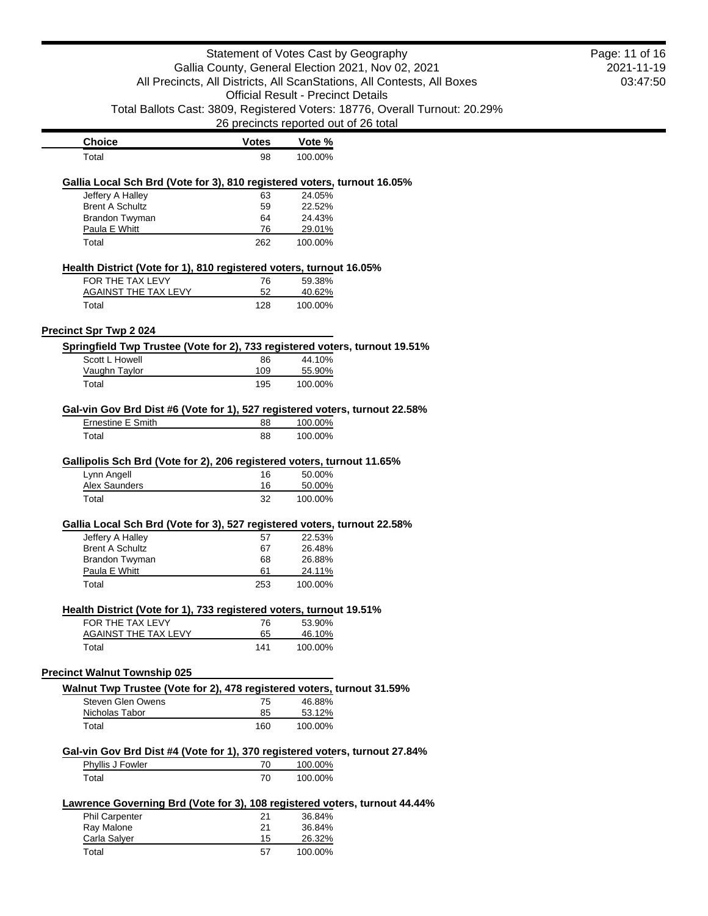| Choice | Votes | Vote % |
|---|---|---|
| Total | 98 | 100.00% |

**Gallia Local Sch Brd (Vote for 3), 810 registered voters, turnout 16.05%**

| Choice | Votes | Vote % |
|---|---|---|
| Jeffery A Halley | 63 | 24.05% |
| Brent A Schultz | 59 | 22.52% |
| Brandon Twyman | 64 | 24.43% |
| Paula E Whitt | 76 | 29.01% |
| Total | 262 | 100.00% |

**Health District (Vote for 1), 810 registered voters, turnout 16.05%**

| Choice | Votes | Vote % |
|---|---|---|
| FOR THE TAX LEVY | 76 | 59.38% |
| AGAINST THE TAX LEVY | 52 | 40.62% |
| Total | 128 | 100.00% |

## Precinct Spr Twp 2 024

**Springfield Twp Trustee (Vote for 2), 733 registered voters, turnout 19.51%**

| Choice | Votes | Vote % |
|---|---|---|
| Scott L Howell | 86 | 44.10% |
| Vaughn Taylor | 109 | 55.90% |
| Total | 195 | 100.00% |

**Gal-vin Gov Brd Dist #6 (Vote for 1), 527 registered voters, turnout 22.58%**

| Choice | Votes | Vote % |
|---|---|---|
| Ernestine E Smith | 88 | 100.00% |
| Total | 88 | 100.00% |

**Gallipolis Sch Brd (Vote for 2), 206 registered voters, turnout 11.65%**

| Choice | Votes | Vote % |
|---|---|---|
| Lynn Angell | 16 | 50.00% |
| Alex Saunders | 16 | 50.00% |
| Total | 32 | 100.00% |

**Gallia Local Sch Brd (Vote for 3), 527 registered voters, turnout 22.58%**

| Choice | Votes | Vote % |
|---|---|---|
| Jeffery A Halley | 57 | 22.53% |
| Brent A Schultz | 67 | 26.48% |
| Brandon Twyman | 68 | 26.88% |
| Paula E Whitt | 61 | 24.11% |
| Total | 253 | 100.00% |

**Health District (Vote for 1), 733 registered voters, turnout 19.51%**

| Choice | Votes | Vote % |
|---|---|---|
| FOR THE TAX LEVY | 76 | 53.90% |
| AGAINST THE TAX LEVY | 65 | 46.10% |
| Total | 141 | 100.00% |

## Precinct Walnut Township 025

**Walnut Twp Trustee (Vote for 2), 478 registered voters, turnout 31.59%**

| Choice | Votes | Vote % |
|---|---|---|
| Steven Glen Owens | 75 | 46.88% |
| Nicholas Tabor | 85 | 53.12% |
| Total | 160 | 100.00% |

**Gal-vin Gov Brd Dist #4 (Vote for 1), 370 registered voters, turnout 27.84%**

| Choice | Votes | Vote % |
|---|---|---|
| Phyllis J Fowler | 70 | 100.00% |
| Total | 70 | 100.00% |

**Lawrence Governing Brd (Vote for 3), 108 registered voters, turnout 44.44%**

| Choice | Votes | Vote % |
|---|---|---|
| Phil Carpenter | 21 | 36.84% |
| Ray Malone | 21 | 36.84% |
| Carla Salyer | 15 | 26.32% |
| Total | 57 | 100.00% |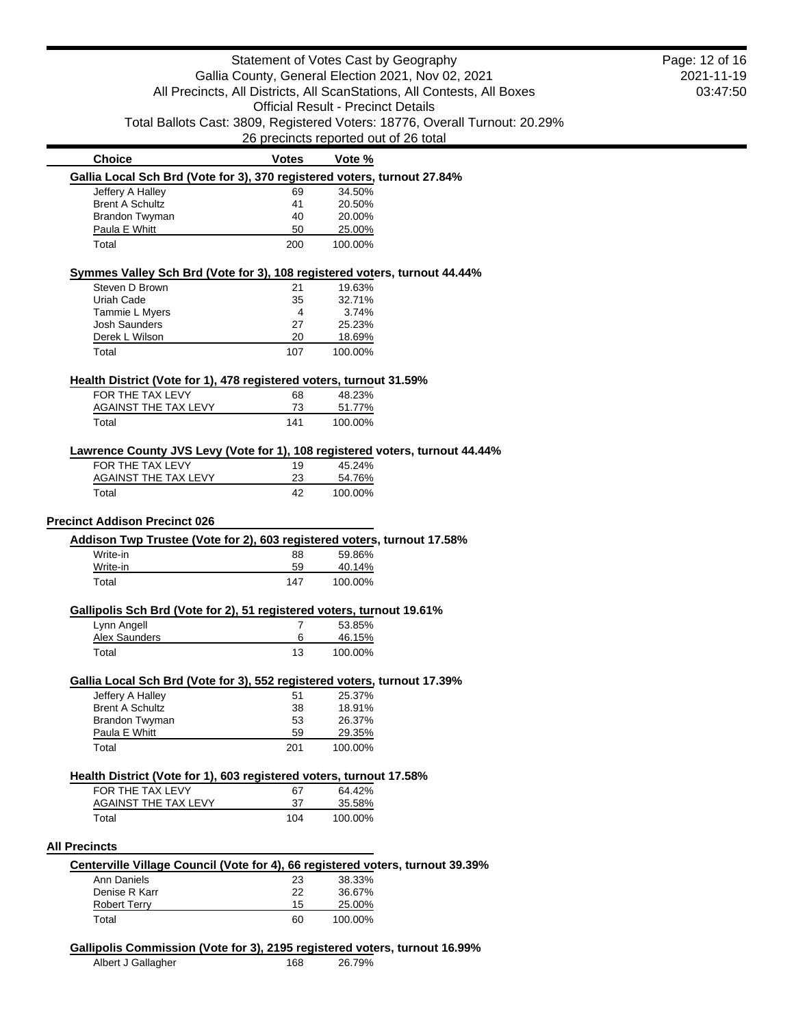| Choice | Votes | Vote % |
|---|---|---|

**Gallia Local Sch Brd (Vote for 3), 370 registered voters, turnout 27.84%**

| Choice | Votes | Vote % |
|---|---|---|
| Jeffery A Halley | 69 | 34.50% |
| Brent A Schultz | 41 | 20.50% |
| Brandon Twyman | 40 | 20.00% |
| Paula E Whitt | 50 | 25.00% |
| Total | 200 | 100.00% |

**Symmes Valley Sch Brd (Vote for 3), 108 registered voters, turnout 44.44%**

| Choice | Votes | Vote % |
|---|---|---|
| Steven D Brown | 21 | 19.63% |
| Uriah Cade | 35 | 32.71% |
| Tammie L Myers | 4 | 3.74% |
| Josh Saunders | 27 | 25.23% |
| Derek L Wilson | 20 | 18.69% |
| Total | 107 | 100.00% |

**Health District (Vote for 1), 478 registered voters, turnout 31.59%**

| Choice | Votes | Vote % |
|---|---|---|
| FOR THE TAX LEVY | 68 | 48.23% |
| AGAINST THE TAX LEVY | 73 | 51.77% |
| Total | 141 | 100.00% |

**Lawrence County JVS Levy (Vote for 1), 108 registered voters, turnout 44.44%**

| Choice | Votes | Vote % |
|---|---|---|
| FOR THE TAX LEVY | 19 | 45.24% |
| AGAINST THE TAX LEVY | 23 | 54.76% |
| Total | 42 | 100.00% |

## Precinct Addison Precinct 026

**Addison Twp Trustee (Vote for 2), 603 registered voters, turnout 17.58%**

| Choice | Votes | Vote % |
|---|---|---|
| Write-in | 88 | 59.86% |
| Write-in | 59 | 40.14% |
| Total | 147 | 100.00% |

**Gallipolis Sch Brd (Vote for 2), 51 registered voters, turnout 19.61%**

| Choice | Votes | Vote % |
|---|---|---|
| Lynn Angell | 7 | 53.85% |
| Alex Saunders | 6 | 46.15% |
| Total | 13 | 100.00% |

**Gallia Local Sch Brd (Vote for 3), 552 registered voters, turnout 17.39%**

| Choice | Votes | Vote % |
|---|---|---|
| Jeffery A Halley | 51 | 25.37% |
| Brent A Schultz | 38 | 18.91% |
| Brandon Twyman | 53 | 26.37% |
| Paula E Whitt | 59 | 29.35% |
| Total | 201 | 100.00% |

**Health District (Vote for 1), 603 registered voters, turnout 17.58%**

| Choice | Votes | Vote % |
|---|---|---|
| FOR THE TAX LEVY | 67 | 64.42% |
| AGAINST THE TAX LEVY | 37 | 35.58% |
| Total | 104 | 100.00% |

## All Precincts

**Centerville Village Council (Vote for 4), 66 registered voters, turnout 39.39%**

| Choice | Votes | Vote % |
|---|---|---|
| Ann Daniels | 23 | 38.33% |
| Denise R Karr | 22 | 36.67% |
| Robert Terry | 15 | 25.00% |
| Total | 60 | 100.00% |

**Gallipolis Commission (Vote for 3), 2195 registered voters, turnout 16.99%**

| Choice | Votes | Vote % |
|---|---|---|
| Albert J Gallagher | 168 | 26.79% |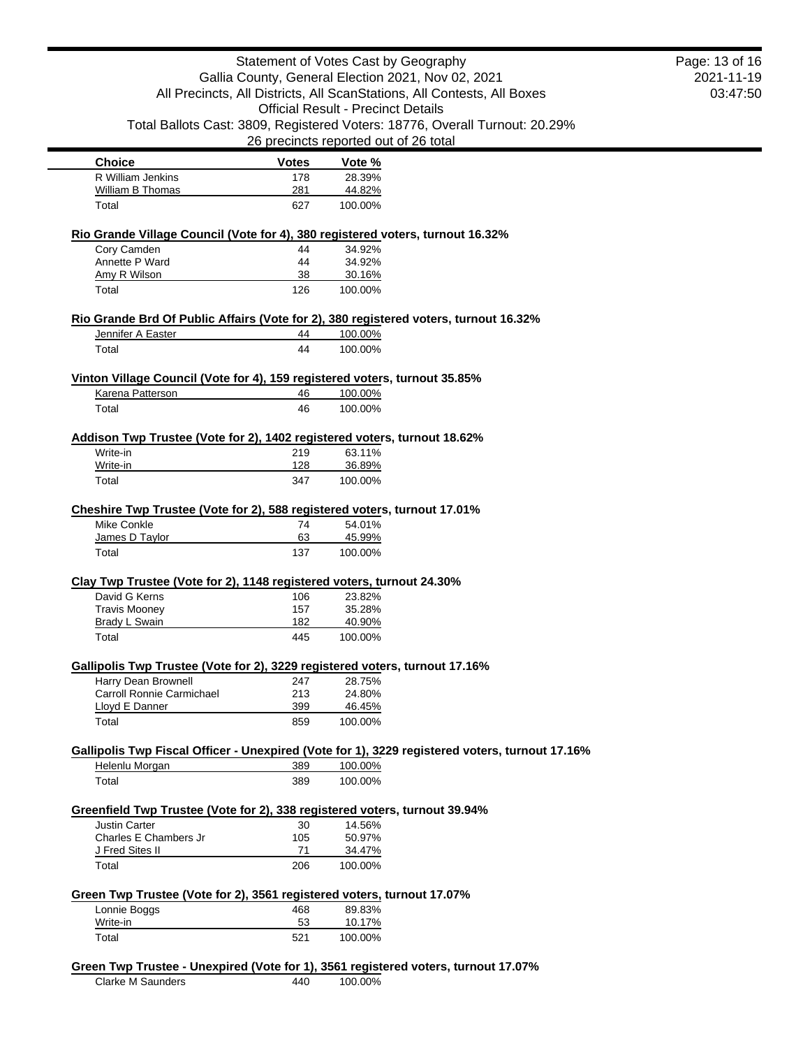| Choice | Votes | Vote % |
|---|---|---|
| R William Jenkins | 178 | 28.39% |
| William B Thomas | 281 | 44.82% |
| Total | 627 | 100.00% |

**Rio Grande Village Council (Vote for 4), 380 registered voters, turnout 16.32%**

| Choice | Votes | Vote % |
|---|---|---|
| Cory Camden | 44 | 34.92% |
| Annette P Ward | 44 | 34.92% |
| Amy R Wilson | 38 | 30.16% |
| Total | 126 | 100.00% |

**Rio Grande Brd Of Public Affairs (Vote for 2), 380 registered voters, turnout 16.32%**

| Choice | Votes | Vote % |
|---|---|---|
| Jennifer A Easter | 44 | 100.00% |
| Total | 44 | 100.00% |

**Vinton Village Council (Vote for 4), 159 registered voters, turnout 35.85%**

| Choice | Votes | Vote % |
|---|---|---|
| Karena Patterson | 46 | 100.00% |
| Total | 46 | 100.00% |

**Addison Twp Trustee (Vote for 2), 1402 registered voters, turnout 18.62%**

| Choice | Votes | Vote % |
|---|---|---|
| Write-in | 219 | 63.11% |
| Write-in | 128 | 36.89% |
| Total | 347 | 100.00% |

**Cheshire Twp Trustee (Vote for 2), 588 registered voters, turnout 17.01%**

| Choice | Votes | Vote % |
|---|---|---|
| Mike Conkle | 74 | 54.01% |
| James D Taylor | 63 | 45.99% |
| Total | 137 | 100.00% |

**Clay Twp Trustee (Vote for 2), 1148 registered voters, turnout 24.30%**

| Choice | Votes | Vote % |
|---|---|---|
| David G Kerns | 106 | 23.82% |
| Travis Mooney | 157 | 35.28% |
| Brady L Swain | 182 | 40.90% |
| Total | 445 | 100.00% |

**Gallipolis Twp Trustee (Vote for 2), 3229 registered voters, turnout 17.16%**

| Choice | Votes | Vote % |
|---|---|---|
| Harry Dean Brownell | 247 | 28.75% |
| Carroll Ronnie Carmichael | 213 | 24.80% |
| Lloyd E Danner | 399 | 46.45% |
| Total | 859 | 100.00% |

**Gallipolis Twp Fiscal Officer - Unexpired (Vote for 1), 3229 registered voters, turnout 17.16%**

| Choice | Votes | Vote % |
|---|---|---|
| Helenlu Morgan | 389 | 100.00% |
| Total | 389 | 100.00% |

**Greenfield Twp Trustee (Vote for 2), 338 registered voters, turnout 39.94%**

| Choice | Votes | Vote % |
|---|---|---|
| Justin Carter | 30 | 14.56% |
| Charles E Chambers Jr | 105 | 50.97% |
| J Fred Sites II | 71 | 34.47% |
| Total | 206 | 100.00% |

**Green Twp Trustee (Vote for 2), 3561 registered voters, turnout 17.07%**

| Choice | Votes | Vote % |
|---|---|---|
| Lonnie Boggs | 468 | 89.83% |
| Write-in | 53 | 10.17% |
| Total | 521 | 100.00% |

**Green Twp Trustee - Unexpired (Vote for 1), 3561 registered voters, turnout 17.07%**

| Choice | Votes | Vote % |
|---|---|---|
| Clarke M Saunders | 440 | 100.00% |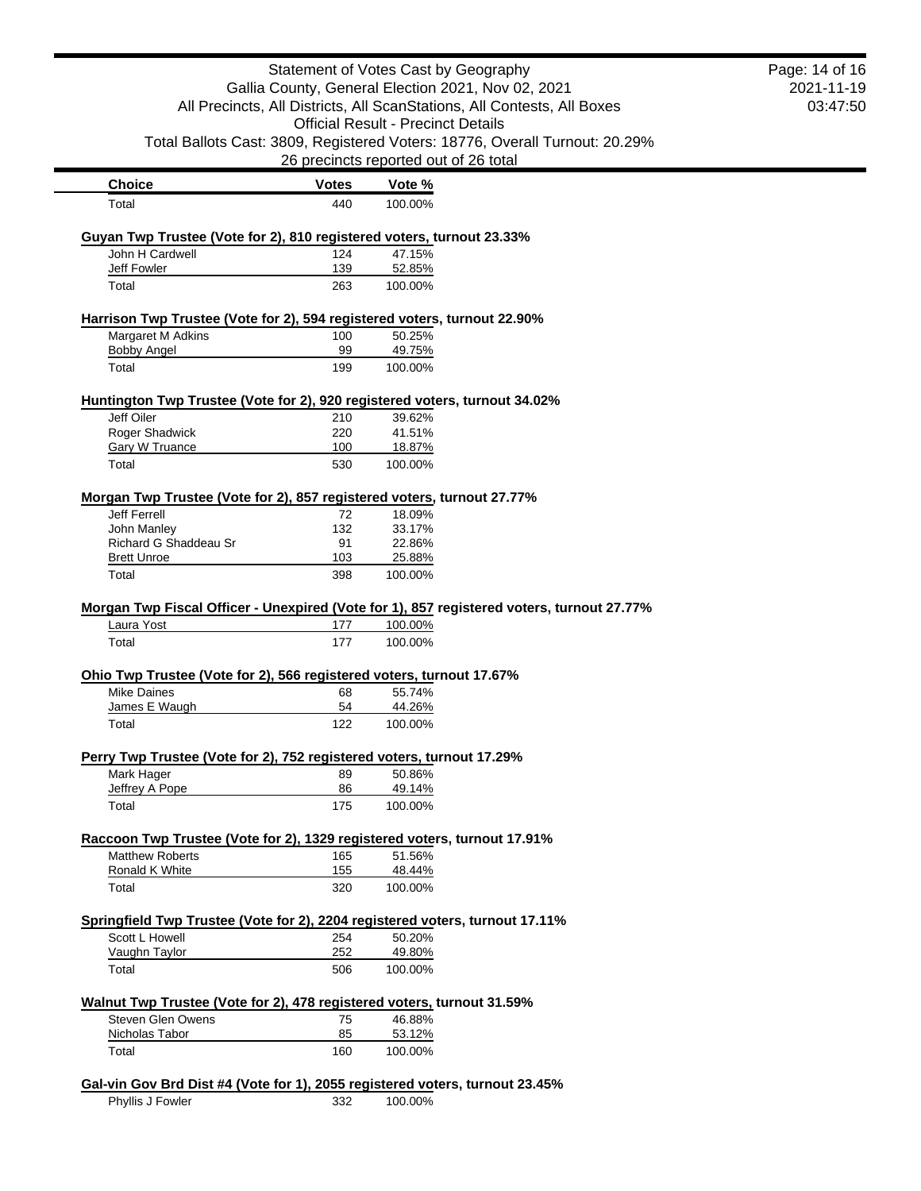| Choice | Votes | Vote % |
|---|---|---|
| Total | 440 | 100.00% |

**Guyan Twp Trustee (Vote for 2), 810 registered voters, turnout 23.33%**

| Choice | Votes | Vote % |
|---|---|---|
| John H Cardwell | 124 | 47.15% |
| Jeff Fowler | 139 | 52.85% |
| Total | 263 | 100.00% |

**Harrison Twp Trustee (Vote for 2), 594 registered voters, turnout 22.90%**

| Choice | Votes | Vote % |
|---|---|---|
| Margaret M Adkins | 100 | 50.25% |
| Bobby Angel | 99 | 49.75% |
| Total | 199 | 100.00% |

**Huntington Twp Trustee (Vote for 2), 920 registered voters, turnout 34.02%**

| Choice | Votes | Vote % |
|---|---|---|
| Jeff Oiler | 210 | 39.62% |
| Roger Shadwick | 220 | 41.51% |
| Gary W Truance | 100 | 18.87% |
| Total | 530 | 100.00% |

**Morgan Twp Trustee (Vote for 2), 857 registered voters, turnout 27.77%**

| Choice | Votes | Vote % |
|---|---|---|
| Jeff Ferrell | 72 | 18.09% |
| John Manley | 132 | 33.17% |
| Richard G Shaddeau Sr | 91 | 22.86% |
| Brett Unroe | 103 | 25.88% |
| Total | 398 | 100.00% |

**Morgan Twp Fiscal Officer - Unexpired (Vote for 1), 857 registered voters, turnout 27.77%**

| Choice | Votes | Vote % |
|---|---|---|
| Laura Yost | 177 | 100.00% |
| Total | 177 | 100.00% |

**Ohio Twp Trustee (Vote for 2), 566 registered voters, turnout 17.67%**

| Choice | Votes | Vote % |
|---|---|---|
| Mike Daines | 68 | 55.74% |
| James E Waugh | 54 | 44.26% |
| Total | 122 | 100.00% |

**Perry Twp Trustee (Vote for 2), 752 registered voters, turnout 17.29%**

| Choice | Votes | Vote % |
|---|---|---|
| Mark Hager | 89 | 50.86% |
| Jeffrey A Pope | 86 | 49.14% |
| Total | 175 | 100.00% |

**Raccoon Twp Trustee (Vote for 2), 1329 registered voters, turnout 17.91%**

| Choice | Votes | Vote % |
|---|---|---|
| Matthew Roberts | 165 | 51.56% |
| Ronald K White | 155 | 48.44% |
| Total | 320 | 100.00% |

**Springfield Twp Trustee (Vote for 2), 2204 registered voters, turnout 17.11%**

| Choice | Votes | Vote % |
|---|---|---|
| Scott L Howell | 254 | 50.20% |
| Vaughn Taylor | 252 | 49.80% |
| Total | 506 | 100.00% |

**Walnut Twp Trustee (Vote for 2), 478 registered voters, turnout 31.59%**

| Choice | Votes | Vote % |
|---|---|---|
| Steven Glen Owens | 75 | 46.88% |
| Nicholas Tabor | 85 | 53.12% |
| Total | 160 | 100.00% |

**Gal-vin Gov Brd Dist #4 (Vote for 1), 2055 registered voters, turnout 23.45%**

| Choice | Votes | Vote % |
|---|---|---|
| Phyllis J Fowler | 332 | 100.00% |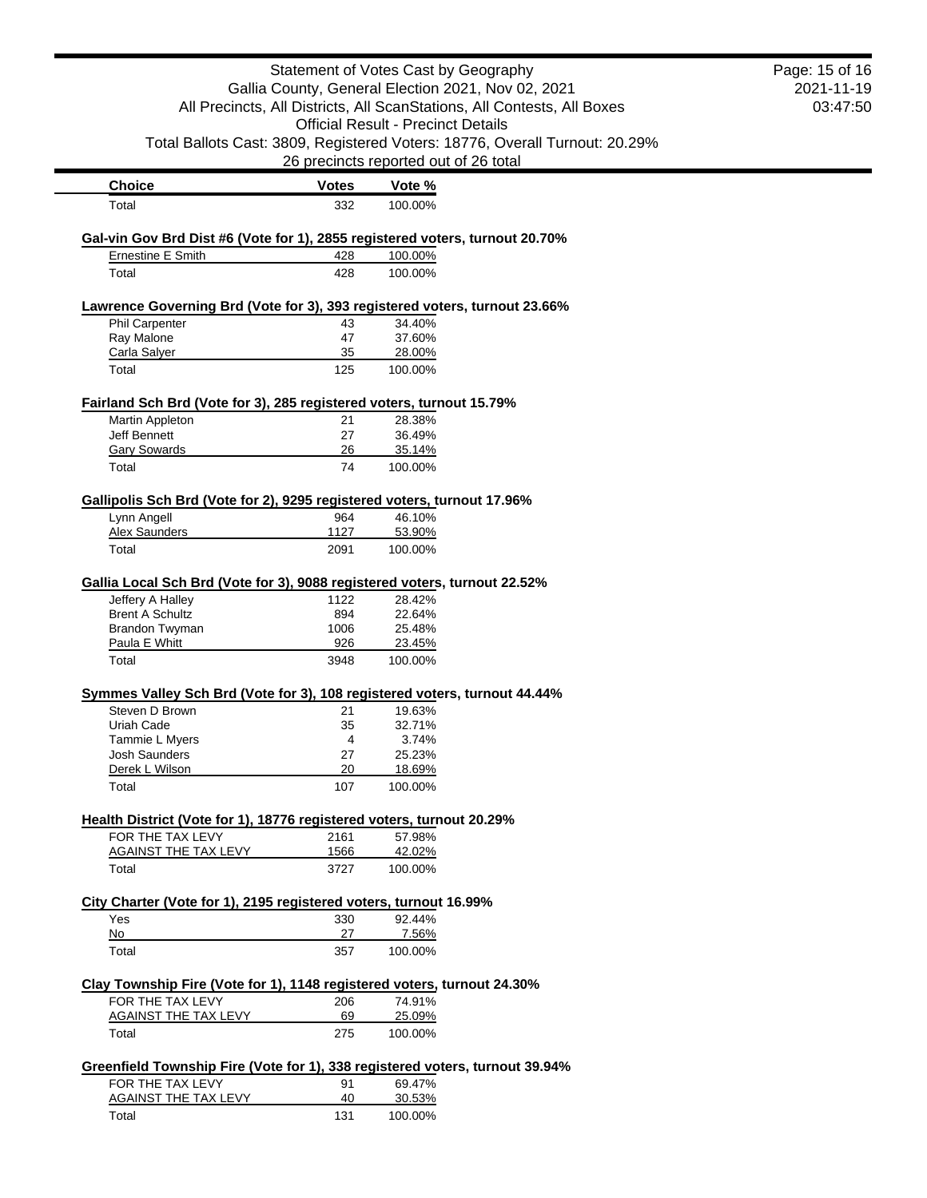| Choice | Votes | Vote % |
|---|---|---|
| Total | 332 | 100.00% |

### Gal-vin Gov Brd Dist #6 (Vote for 1), 2855 registered voters, turnout 20.70%

| Choice | Votes | Vote % |
|---|---|---|
| Ernestine E Smith | 428 | 100.00% |
| Total | 428 | 100.00% |

### Lawrence Governing Brd (Vote for 3), 393 registered voters, turnout 23.66%

| Choice | Votes | Vote % |
|---|---|---|
| Phil Carpenter | 43 | 34.40% |
| Ray Malone | 47 | 37.60% |
| Carla Salyer | 35 | 28.00% |
| Total | 125 | 100.00% |

### Fairland Sch Brd (Vote for 3), 285 registered voters, turnout 15.79%

| Choice | Votes | Vote % |
|---|---|---|
| Martin Appleton | 21 | 28.38% |
| Jeff Bennett | 27 | 36.49% |
| Gary Sowards | 26 | 35.14% |
| Total | 74 | 100.00% |

### Gallipolis Sch Brd (Vote for 2), 9295 registered voters, turnout 17.96%

| Choice | Votes | Vote % |
|---|---|---|
| Lynn Angell | 964 | 46.10% |
| Alex Saunders | 1127 | 53.90% |
| Total | 2091 | 100.00% |

### Gallia Local Sch Brd (Vote for 3), 9088 registered voters, turnout 22.52%

| Choice | Votes | Vote % |
|---|---|---|
| Jeffery A Halley | 1122 | 28.42% |
| Brent A Schultz | 894 | 22.64% |
| Brandon Twyman | 1006 | 25.48% |
| Paula E Whitt | 926 | 23.45% |
| Total | 3948 | 100.00% |

### Symmes Valley Sch Brd (Vote for 3), 108 registered voters, turnout 44.44%

| Choice | Votes | Vote % |
|---|---|---|
| Steven D Brown | 21 | 19.63% |
| Uriah Cade | 35 | 32.71% |
| Tammie L Myers | 4 | 3.74% |
| Josh Saunders | 27 | 25.23% |
| Derek L Wilson | 20 | 18.69% |
| Total | 107 | 100.00% |

### Health District (Vote for 1), 18776 registered voters, turnout 20.29%

| Choice | Votes | Vote % |
|---|---|---|
| FOR THE TAX LEVY | 2161 | 57.98% |
| AGAINST THE TAX LEVY | 1566 | 42.02% |
| Total | 3727 | 100.00% |

### City Charter (Vote for 1), 2195 registered voters, turnout 16.99%

| Choice | Votes | Vote % |
|---|---|---|
| Yes | 330 | 92.44% |
| No | 27 | 7.56% |
| Total | 357 | 100.00% |

### Clay Township Fire (Vote for 1), 1148 registered voters, turnout 24.30%

| Choice | Votes | Vote % |
|---|---|---|
| FOR THE TAX LEVY | 206 | 74.91% |
| AGAINST THE TAX LEVY | 69 | 25.09% |
| Total | 275 | 100.00% |

### Greenfield Township Fire (Vote for 1), 338 registered voters, turnout 39.94%

| Choice | Votes | Vote % |
|---|---|---|
| FOR THE TAX LEVY | 91 | 69.47% |
| AGAINST THE TAX LEVY | 40 | 30.53% |
| Total | 131 | 100.00% |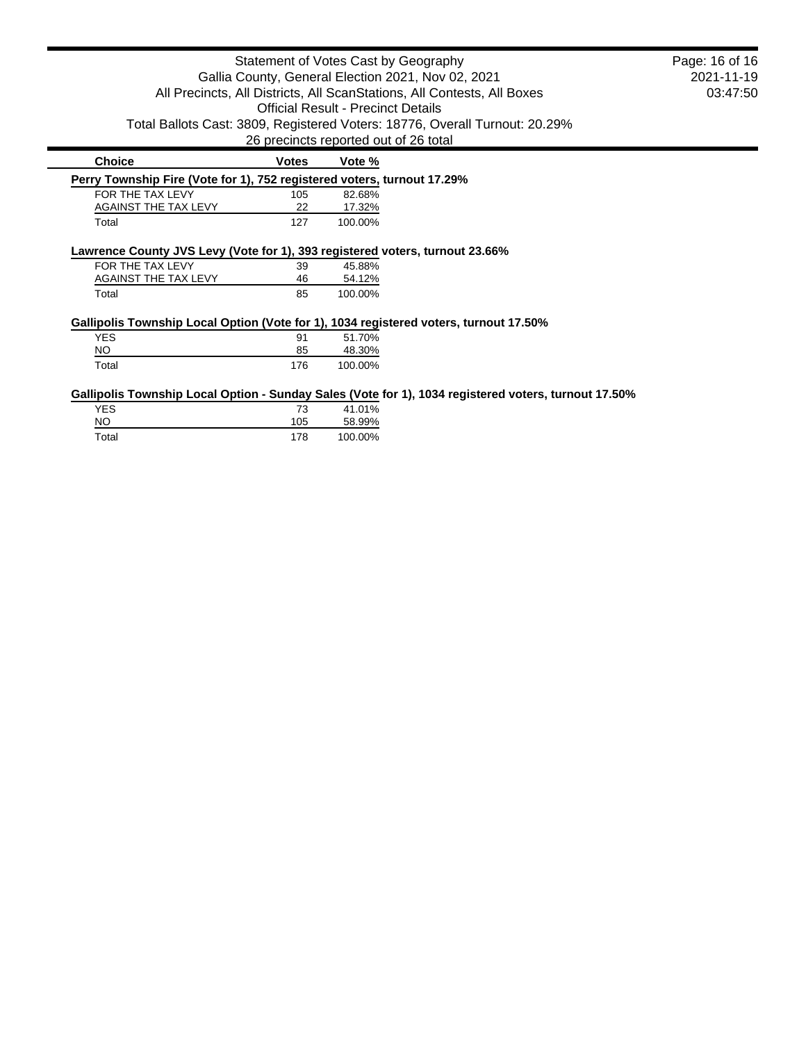Statement of Votes Cast by Geography
Gallia County, General Election 2021, Nov 02, 2021
All Precincts, All Districts, All ScanStations, All Contests, All Boxes
Official Result - Precinct Details
Total Ballots Cast: 3809, Registered Voters: 18776, Overall Turnout: 20.29%
26 precincts reported out of 26 total

**Perry Township Fire (Vote for 1), 752 registered voters, turnout 17.29%**

| Choice | Votes | Vote % |
|---|---|---|
| FOR THE TAX LEVY | 105 | 82.68% |
| AGAINST THE TAX LEVY | 22 | 17.32% |
| Total | 127 | 100.00% |

**Lawrence County JVS Levy (Vote for 1), 393 registered voters, turnout 23.66%**

| Choice | Votes | Vote % |
|---|---|---|
| FOR THE TAX LEVY | 39 | 45.88% |
| AGAINST THE TAX LEVY | 46 | 54.12% |
| Total | 85 | 100.00% |

**Gallipolis Township Local Option (Vote for 1), 1034 registered voters, turnout 17.50%**

| Choice | Votes | Vote % |
|---|---|---|
| YES | 91 | 51.70% |
| NO | 85 | 48.30% |
| Total | 176 | 100.00% |

**Gallipolis Township Local Option - Sunday Sales (Vote for 1), 1034 registered voters, turnout 17.50%**

| Choice | Votes | Vote % |
|---|---|---|
| YES | 73 | 41.01% |
| NO | 105 | 58.99% |
| Total | 178 | 100.00% |